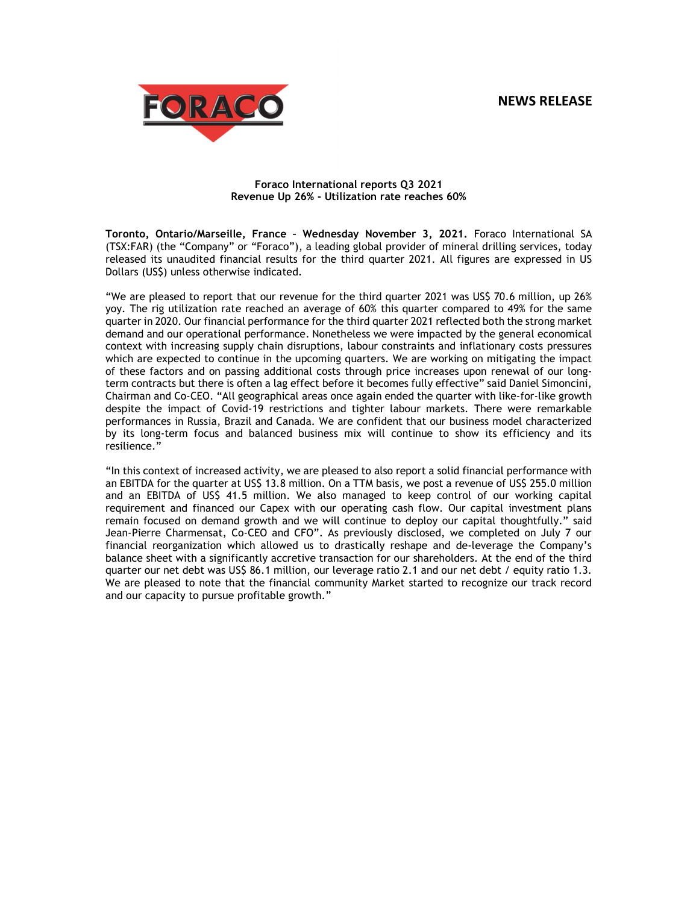**NEWS RELEASE**

**Foraco International reports Q3 2021**
**Revenue Up 26% - Utilization rate reaches 60%**

**Toronto, Ontario/Marseille, France – Wednesday November 3, 2021.** Foraco International SA (TSX:FAR) (the "Company" or "Foraco"), a leading global provider of mineral drilling services, today released its unaudited financial results for the third quarter 2021. All figures are expressed in US Dollars (US$) unless otherwise indicated.

"We are pleased to report that our revenue for the third quarter 2021 was US$ 70.6 million, up 26% yoy. The rig utilization rate reached an average of 60% this quarter compared to 49% for the same quarter in 2020. Our financial performance for the third quarter 2021 reflected both the strong market demand and our operational performance. Nonetheless we were impacted by the general economical context with increasing supply chain disruptions, labour constraints and inflationary costs pressures which are expected to continue in the upcoming quarters. We are working on mitigating the impact of these factors and on passing additional costs through price increases upon renewal of our long-term contracts but there is often a lag effect before it becomes fully effective" said Daniel Simoncini, Chairman and Co-CEO. "All geographical areas once again ended the quarter with like-for-like growth despite the impact of Covid-19 restrictions and tighter labour markets. There were remarkable performances in Russia, Brazil and Canada. We are confident that our business model characterized by its long-term focus and balanced business mix will continue to show its efficiency and its resilience."

"In this context of increased activity, we are pleased to also report a solid financial performance with an EBITDA for the quarter at US$ 13.8 million. On a TTM basis, we post a revenue of US$ 255.0 million and an EBITDA of US$ 41.5 million. We also managed to keep control of our working capital requirement and financed our Capex with our operating cash flow. Our capital investment plans remain focused on demand growth and we will continue to deploy our capital thoughtfully." said Jean-Pierre Charmensat, Co-CEO and CFO". As previously disclosed, we completed on July 7 our financial reorganization which allowed us to drastically reshape and de-leverage the Company's balance sheet with a significantly accretive transaction for our shareholders. At the end of the third quarter our net debt was US$ 86.1 million, our leverage ratio 2.1 and our net debt / equity ratio 1.3. We are pleased to note that the financial community Market started to recognize our track record and our capacity to pursue profitable growth."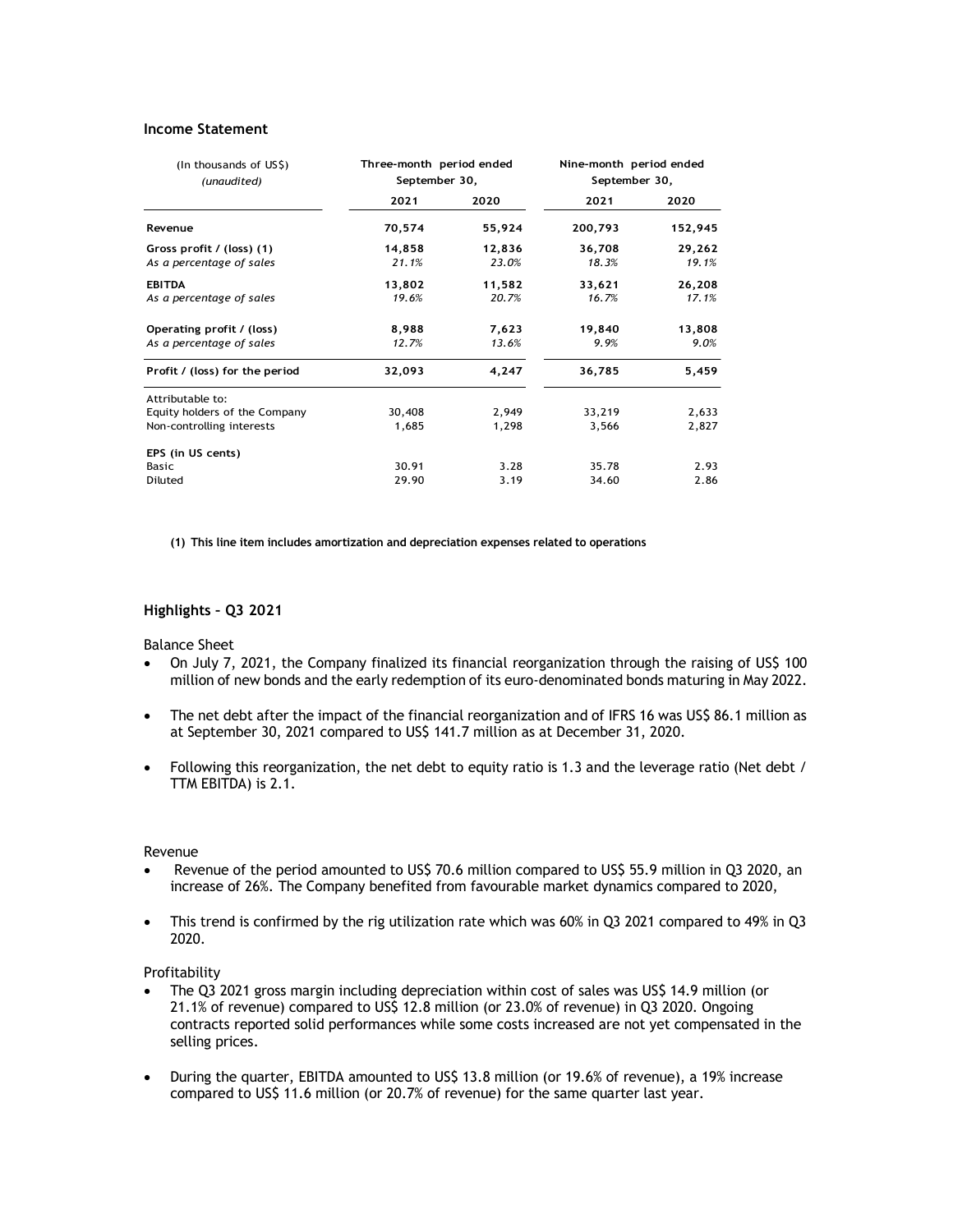## Income Statement

| (In thousands of US$) *(unaudited)* | Three-month period ended September 30, | | Nine-month period ended September 30, | |
|---|---|---|---|---|
| | **2021** | **2020** | **2021** | **2020** |
| **Revenue** | **70,574** | **55,924** | **200,793** | **152,945** |
| **Gross profit / (loss) (1)** | **14,858** | **12,836** | **36,708** | **29,262** |
| *As a percentage of sales* | *21.1%* | *23.0%* | *18.3%* | *19.1%* |
| **EBITDA** | **13,802** | **11,582** | **33,621** | **26,208** |
| *As a percentage of sales* | *19.6%* | *20.7%* | *16.7%* | *17.1%* |
| **Operating profit / (loss)** | **8,988** | **7,623** | **19,840** | **13,808** |
| *As a percentage of sales* | *12.7%* | *13.6%* | *9.9%* | *9.0%* |
| **Profit / (loss) for the period** | **32,093** | **4,247** | **36,785** | **5,459** |
| Attributable to: | | | | |
| Equity holders of the Company | 30,408 | 2,949 | 33,219 | 2,633 |
| Non-controlling interests | 1,685 | 1,298 | 3,566 | 2,827 |
| **EPS (in US cents)** | | | | |
| Basic | 30.91 | 3.28 | 35.78 | 2.93 |
| Diluted | 29.90 | 3.19 | 34.60 | 2.86 |

**(1) This line item includes amortization and depreciation expenses related to operations**

## Highlights – Q3 2021

Balance Sheet

- On July 7, 2021, the Company finalized its financial reorganization through the raising of US$ 100 million of new bonds and the early redemption of its euro-denominated bonds maturing in May 2022.
- The net debt after the impact of the financial reorganization and of IFRS 16 was US$ 86.1 million as at September 30, 2021 compared to US$ 141.7 million as at December 31, 2020.
- Following this reorganization, the net debt to equity ratio is 1.3 and the leverage ratio (Net debt / TTM EBITDA) is 2.1.

Revenue

- Revenue of the period amounted to US$ 70.6 million compared to US$ 55.9 million in Q3 2020, an increase of 26%. The Company benefited from favourable market dynamics compared to 2020,
- This trend is confirmed by the rig utilization rate which was 60% in Q3 2021 compared to 49% in Q3 2020.

Profitability

- The Q3 2021 gross margin including depreciation within cost of sales was US$ 14.9 million (or 21.1% of revenue) compared to US$ 12.8 million (or 23.0% of revenue) in Q3 2020. Ongoing contracts reported solid performances while some costs increased are not yet compensated in the selling prices.
- During the quarter, EBITDA amounted to US$ 13.8 million (or 19.6% of revenue), a 19% increase compared to US$ 11.6 million (or 20.7% of revenue) for the same quarter last year.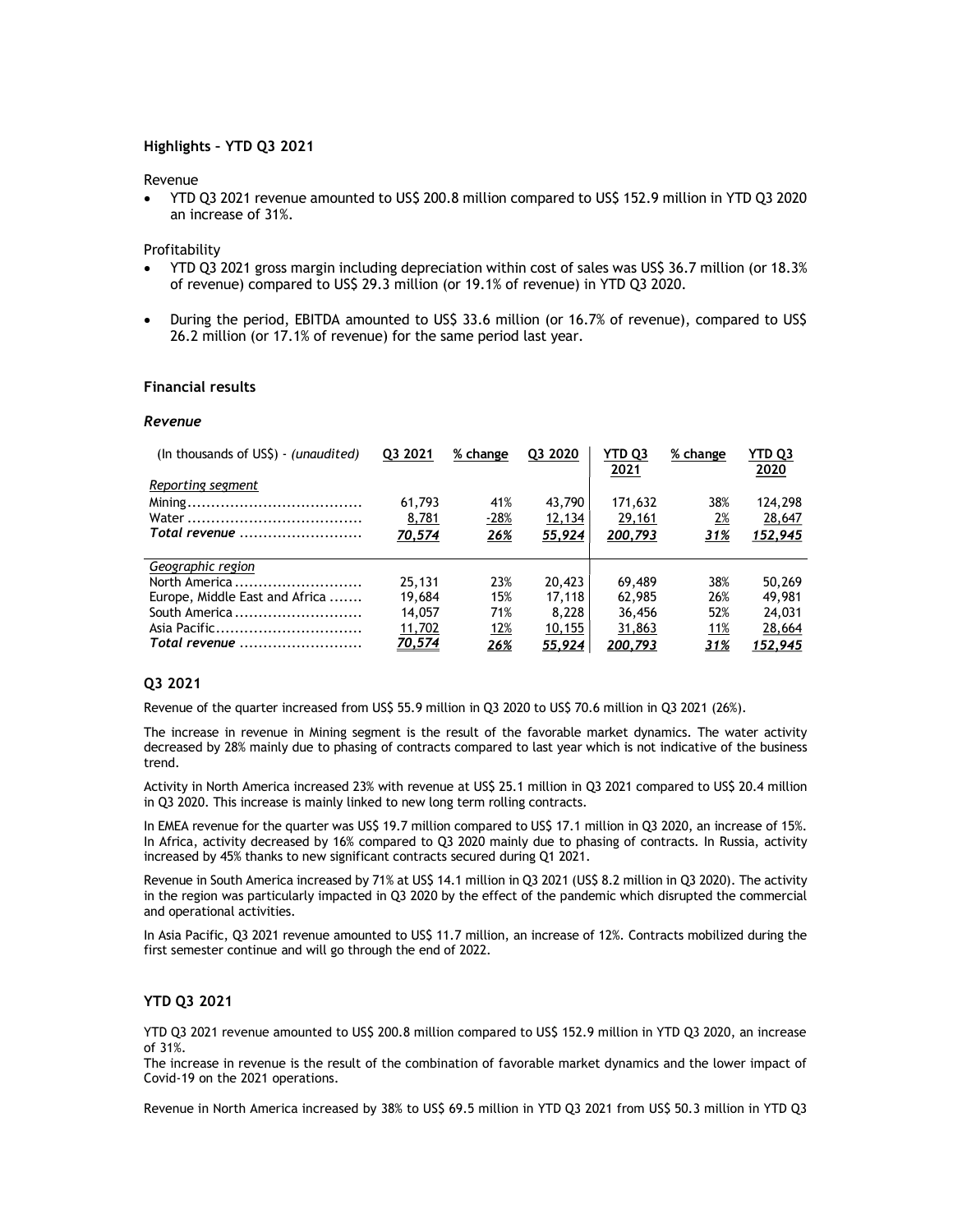**Highlights – YTD Q3 2021**

Revenue

- YTD Q3 2021 revenue amounted to US$ 200.8 million compared to US$ 152.9 million in YTD Q3 2020 an increase of 31%.

Profitability

- YTD Q3 2021 gross margin including depreciation within cost of sales was US$ 36.7 million (or 18.3% of revenue) compared to US$ 29.3 million (or 19.1% of revenue) in YTD Q3 2020.
- During the period, EBITDA amounted to US$ 33.6 million (or 16.7% of revenue), compared to US$ 26.2 million (or 17.1% of revenue) for the same period last year.

**Financial results**

***Revenue***

| (In thousands of US$) - *(unaudited)* | Q3 2021 | % change | Q3 2020 | YTD Q3 2021 | % change | YTD Q3 2020 |
|---|---|---|---|---|---|---|
| *Reporting segment* | | | | | | |
| Mining | 61,793 | 41% | 43,790 | 171,632 | 38% | 124,298 |
| Water | 8,781 | -28% | 12,134 | 29,161 | 2% | 28,647 |
| ***Total revenue*** | ***70,574*** | ***26%*** | ***55,924*** | ***200,793*** | ***31%*** | ***152,945*** |
| *Geographic region* | | | | | | |
| North America | 25,131 | 23% | 20,423 | 69,489 | 38% | 50,269 |
| Europe, Middle East and Africa | 19,684 | 15% | 17,118 | 62,985 | 26% | 49,981 |
| South America | 14,057 | 71% | 8,228 | 36,456 | 52% | 24,031 |
| Asia Pacific | 11,702 | 12% | 10,155 | 31,863 | 11% | 28,664 |
| ***Total revenue*** | ***70,574*** | ***26%*** | ***55,924*** | ***200,793*** | ***31%*** | ***152,945*** |

## Q3 2021

Revenue of the quarter increased from US$ 55.9 million in Q3 2020 to US$ 70.6 million in Q3 2021 (26%).

The increase in revenue in Mining segment is the result of the favorable market dynamics. The water activity decreased by 28% mainly due to phasing of contracts compared to last year which is not indicative of the business trend.

Activity in North America increased 23% with revenue at US$ 25.1 million in Q3 2021 compared to US$ 20.4 million in Q3 2020. This increase is mainly linked to new long term rolling contracts.

In EMEA revenue for the quarter was US$ 19.7 million compared to US$ 17.1 million in Q3 2020, an increase of 15%. In Africa, activity decreased by 16% compared to Q3 2020 mainly due to phasing of contracts. In Russia, activity increased by 45% thanks to new significant contracts secured during Q1 2021.

Revenue in South America increased by 71% at US$ 14.1 million in Q3 2021 (US$ 8.2 million in Q3 2020). The activity in the region was particularly impacted in Q3 2020 by the effect of the pandemic which disrupted the commercial and operational activities.

In Asia Pacific, Q3 2021 revenue amounted to US$ 11.7 million, an increase of 12%. Contracts mobilized during the first semester continue and will go through the end of 2022.

## YTD Q3 2021

YTD Q3 2021 revenue amounted to US$ 200.8 million compared to US$ 152.9 million in YTD Q3 2020, an increase of 31%.
The increase in revenue is the result of the combination of favorable market dynamics and the lower impact of Covid-19 on the 2021 operations.

Revenue in North America increased by 38% to US$ 69.5 million in YTD Q3 2021 from US$ 50.3 million in YTD Q3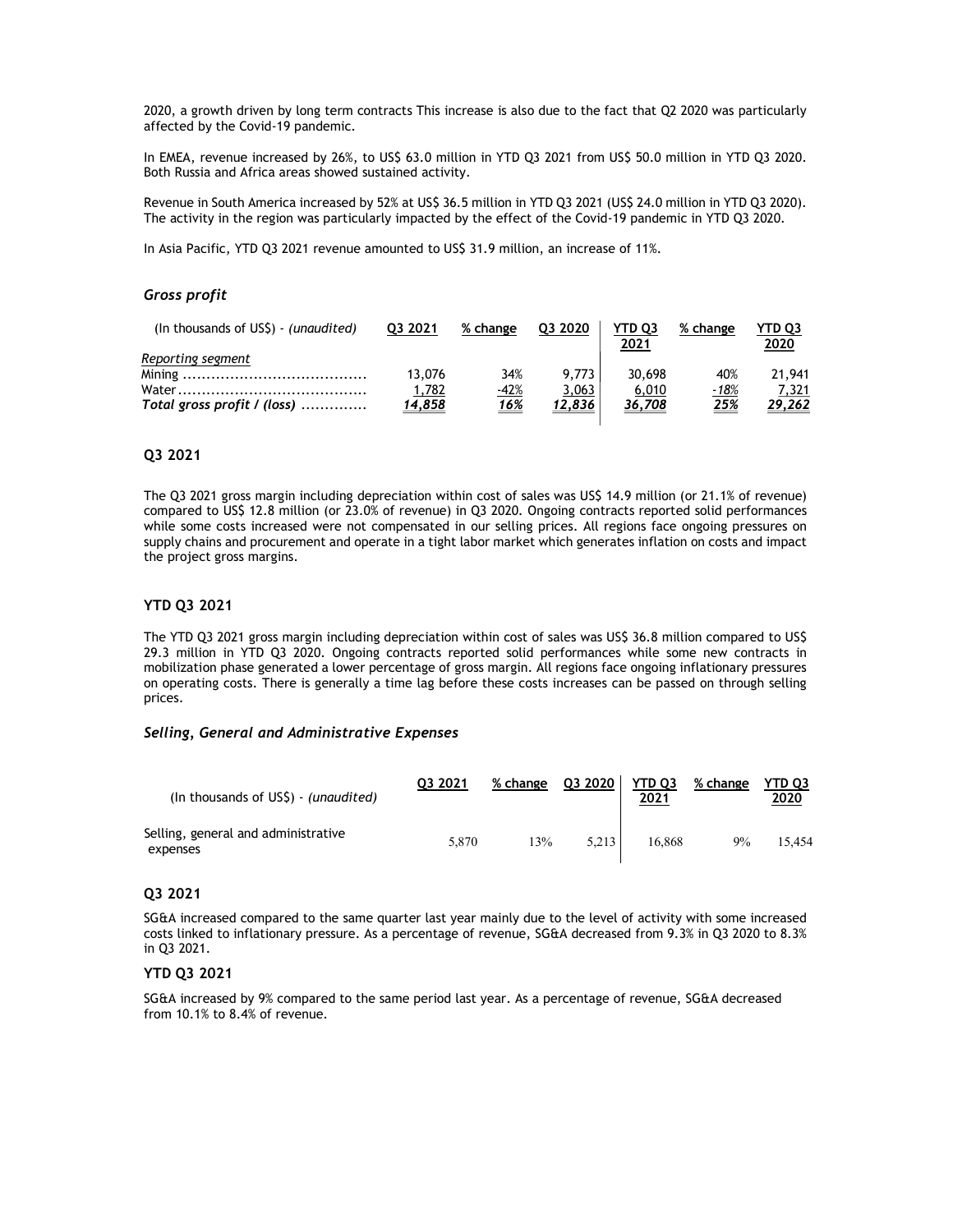2020, a growth driven by long term contracts This increase is also due to the fact that Q2 2020 was particularly affected by the Covid-19 pandemic.

In EMEA, revenue increased by 26%, to US$ 63.0 million in YTD Q3 2021 from US$ 50.0 million in YTD Q3 2020. Both Russia and Africa areas showed sustained activity.

Revenue in South America increased by 52% at US$ 36.5 million in YTD Q3 2021 (US$ 24.0 million in YTD Q3 2020). The activity in the region was particularly impacted by the effect of the Covid-19 pandemic in YTD Q3 2020.

In Asia Pacific, YTD Q3 2021 revenue amounted to US$ 31.9 million, an increase of 11%.

### *Gross profit*

| (In thousands of US$) - *(unaudited)* | Q3 2021 | % change | Q3 2020 | YTD Q3 2021 | % change | YTD Q3 2020 |
|---|---|---|---|---|---|---|
| *Reporting segment* | | | | | | |
| Mining | 13,076 | 34% | 9,773 | 30,698 | 40% | 21,941 |
| Water | 1,782 | -42% | 3,063 | 6,010 | -18% | 7,321 |
| ***Total gross profit / (loss)*** | ***14,858*** | ***16%*** | ***12,836*** | ***36,708*** | ***25%*** | ***29,262*** |

### Q3 2021

The Q3 2021 gross margin including depreciation within cost of sales was US$ 14.9 million (or 21.1% of revenue) compared to US$ 12.8 million (or 23.0% of revenue) in Q3 2020. Ongoing contracts reported solid performances while some costs increased were not compensated in our selling prices. All regions face ongoing pressures on supply chains and procurement and operate in a tight labor market which generates inflation on costs and impact the project gross margins.

### YTD Q3 2021

The YTD Q3 2021 gross margin including depreciation within cost of sales was US$ 36.8 million compared to US$ 29.3 million in YTD Q3 2020. Ongoing contracts reported solid performances while some new contracts in mobilization phase generated a lower percentage of gross margin. All regions face ongoing inflationary pressures on operating costs. There is generally a time lag before these costs increases can be passed on through selling prices.

### *Selling, General and Administrative Expenses*

| (In thousands of US$) - *(unaudited)* | Q3 2021 | % change | Q3 2020 | YTD Q3 2021 | % change | YTD Q3 2020 |
|---|---|---|---|---|---|---|
| Selling, general and administrative expenses | 5,870 | 13% | 5,213 | 16,868 | 9% | 15,454 |

### Q3 2021

SG&A increased compared to the same quarter last year mainly due to the level of activity with some increased costs linked to inflationary pressure. As a percentage of revenue, SG&A decreased from 9.3% in Q3 2020 to 8.3% in Q3 2021.

### YTD Q3 2021

SG&A increased by 9% compared to the same period last year. As a percentage of revenue, SG&A decreased from 10.1% to 8.4% of revenue.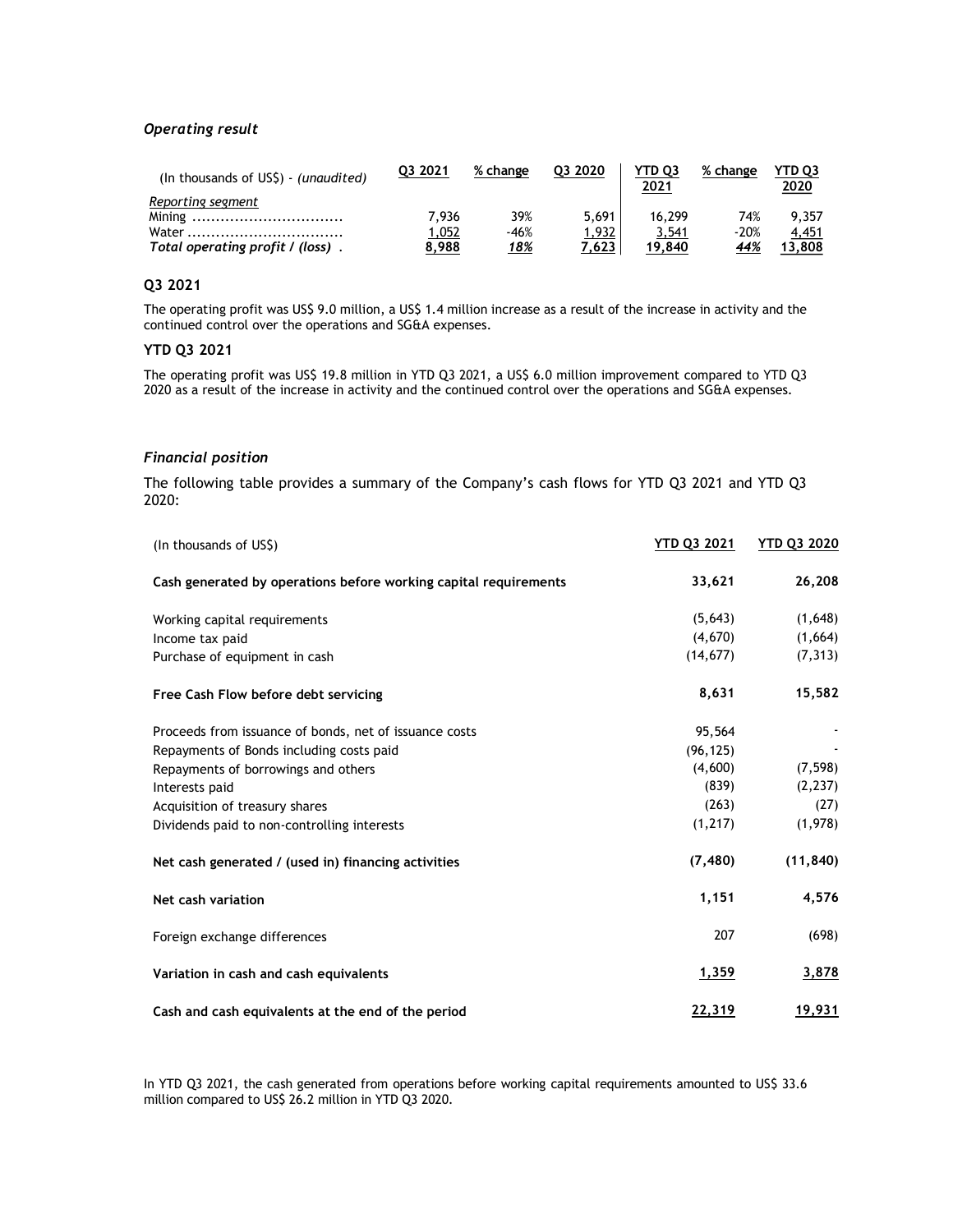### *Operating result*

| (In thousands of US$) - *(unaudited)* | Q3 2021 | % change | Q3 2020 | YTD Q3 2021 | % change | YTD Q3 2020 |
|---|---|---|---|---|---|---|
| *Reporting segment* | | | | | | |
| Mining ................................ | 7,936 | 39% | 5,691 | 16,299 | 74% | 9,357 |
| Water ................................ | 1,052 | -46% | 1,932 | 3,541 | -20% | 4,451 |
| *Total operating profit / (loss)* . | 8,988 | *18%* | 7,623 | 19,840 | *44%* | 13,808 |

#### Q3 2021

The operating profit was US$ 9.0 million, a US$ 1.4 million increase as a result of the increase in activity and the continued control over the operations and SG&A expenses.

#### YTD Q3 2021

The operating profit was US$ 19.8 million in YTD Q3 2021, a US$ 6.0 million improvement compared to YTD Q3 2020 as a result of the increase in activity and the continued control over the operations and SG&A expenses.

### *Financial position*

The following table provides a summary of the Company's cash flows for YTD Q3 2021 and YTD Q3 2020:

| (In thousands of US$) | YTD Q3 2021 | YTD Q3 2020 |
|---|---|---|
| **Cash generated by operations before working capital requirements** | **33,621** | **26,208** |
| Working capital requirements | (5,643) | (1,648) |
| Income tax paid | (4,670) | (1,664) |
| Purchase of equipment in cash | (14,677) | (7,313) |
| **Free Cash Flow before debt servicing** | **8,631** | **15,582** |
| Proceeds from issuance of bonds, net of issuance costs | 95,564 | - |
| Repayments of Bonds including costs paid | (96,125) | - |
| Repayments of borrowings and others | (4,600) | (7,598) |
| Interests paid | (839) | (2,237) |
| Acquisition of treasury shares | (263) | (27) |
| Dividends paid to non-controlling interests | (1,217) | (1,978) |
| **Net cash generated / (used in) financing activities** | **(7,480)** | **(11,840)** |
| **Net cash variation** | **1,151** | **4,576** |
| Foreign exchange differences | 207 | (698) |
| **Variation in cash and cash equivalents** | **1,359** | **3,878** |
| **Cash and cash equivalents at the end of the period** | **22,319** | **19,931** |

In YTD Q3 2021, the cash generated from operations before working capital requirements amounted to US$ 33.6 million compared to US$ 26.2 million in YTD Q3 2020.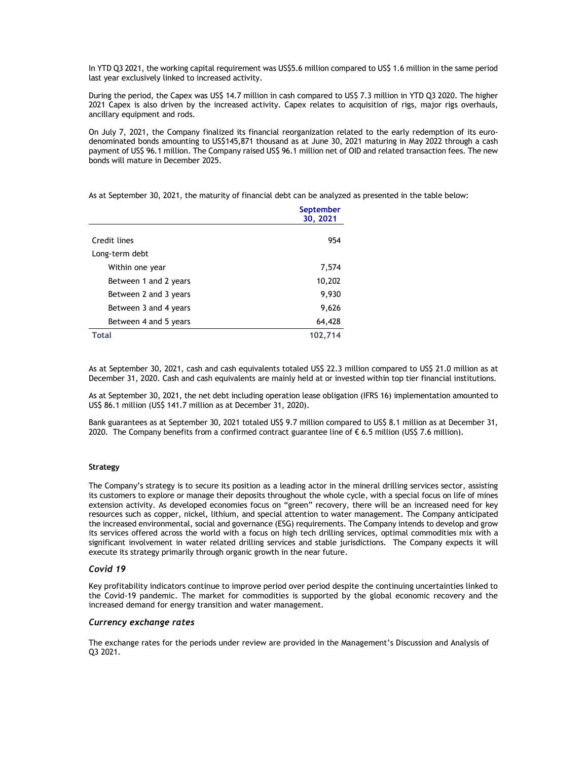In YTD Q3 2021, the working capital requirement was US$5.6 million compared to US$ 1.6 million in the same period last year exclusively linked to increased activity.

During the period, the Capex was US$ 14.7 million in cash compared to US$ 7.3 million in YTD Q3 2020. The higher 2021 Capex is also driven by the increased activity. Capex relates to acquisition of rigs, major rigs overhauls, ancillary equipment and rods.

On July 7, 2021, the Company finalized its financial reorganization related to the early redemption of its euro-denominated bonds amounting to US$145,871 thousand as at June 30, 2021 maturing in May 2022 through a cash payment of US$ 96.1 million. The Company raised US$ 96.1 million net of OID and related transaction fees. The new bonds will mature in December 2025.

As at September 30, 2021, the maturity of financial debt can be analyzed as presented in the table below:

| | September 30, 2021 |
|---|---|
| Credit lines | 954 |
| Long-term debt | |
| Within one year | 7,574 |
| Between 1 and 2 years | 10,202 |
| Between 2 and 3 years | 9,930 |
| Between 3 and 4 years | 9,626 |
| Between 4 and 5 years | 64,428 |
| **Total** | **102,714** |

As at September 30, 2021, cash and cash equivalents totaled US$ 22.3 million compared to US$ 21.0 million as at December 31, 2020. Cash and cash equivalents are mainly held at or invested within top tier financial institutions.

As at September 30, 2021, the net debt including operation lease obligation (IFRS 16) implementation amounted to US$ 86.1 million (US$ 141.7 million as at December 31, 2020).

Bank guarantees as at September 30, 2021 totaled US$ 9.7 million compared to US$ 8.1 million as at December 31, 2020. The Company benefits from a confirmed contract guarantee line of € 6.5 million (US$ 7.6 million).

**Strategy**

The Company's strategy is to secure its position as a leading actor in the mineral drilling services sector, assisting its customers to explore or manage their deposits throughout the whole cycle, with a special focus on life of mines extension activity. As developed economies focus on "green" recovery, there will be an increased need for key resources such as copper, nickel, lithium, and special attention to water management. The Company anticipated the increased environmental, social and governance (ESG) requirements. The Company intends to develop and grow its services offered across the world with a focus on high tech drilling services, optimal commodities mix with a significant involvement in water related drilling services and stable jurisdictions. The Company expects it will execute its strategy primarily through organic growth in the near future.

### *Covid 19*

Key profitability indicators continue to improve period over period despite the continuing uncertainties linked to the Covid-19 pandemic. The market for commodities is supported by the global economic recovery and the increased demand for energy transition and water management.

### *Currency exchange rates*

The exchange rates for the periods under review are provided in the Management's Discussion and Analysis of Q3 2021.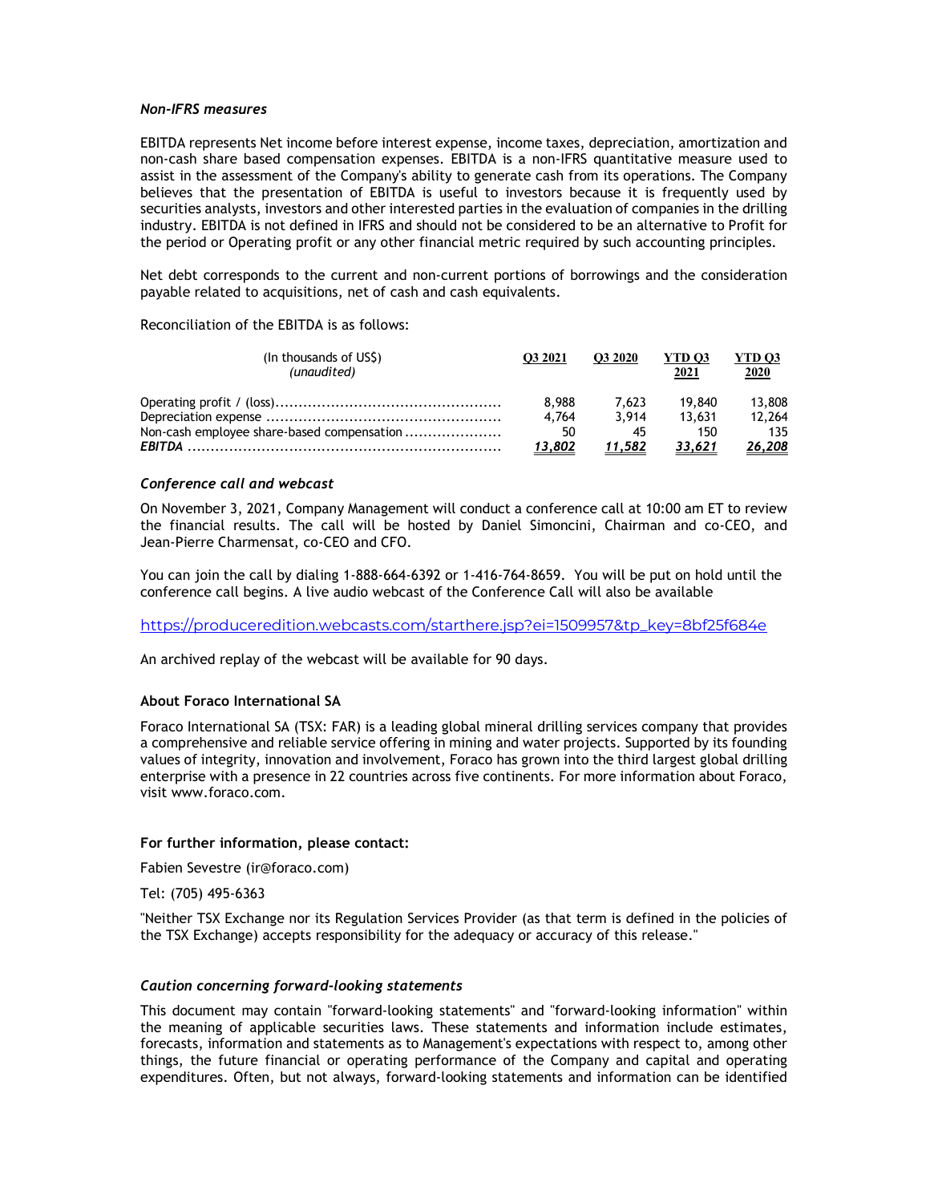### *Non-IFRS measures*

EBITDA represents Net income before interest expense, income taxes, depreciation, amortization and non-cash share based compensation expenses. EBITDA is a non-IFRS quantitative measure used to assist in the assessment of the Company's ability to generate cash from its operations. The Company believes that the presentation of EBITDA is useful to investors because it is frequently used by securities analysts, investors and other interested parties in the evaluation of companies in the drilling industry. EBITDA is not defined in IFRS and should not be considered to be an alternative to Profit for the period or Operating profit or any other financial metric required by such accounting principles.

Net debt corresponds to the current and non-current portions of borrowings and the consideration payable related to acquisitions, net of cash and cash equivalents.

Reconciliation of the EBITDA is as follows:

| (In thousands of US$) *(unaudited)* | Q3 2021 | Q3 2020 | YTD Q3 2021 | YTD Q3 2020 |
|---|---|---|---|---|
| Operating profit / (loss) | 8,988 | 7,623 | 19,840 | 13,808 |
| Depreciation expense | 4,764 | 3,914 | 13,631 | 12,264 |
| Non-cash employee share-based compensation | 50 | 45 | 150 | 135 |
| *EBITDA* | *13,802* | *11,582* | *33,621* | *26,208* |

### *Conference call and webcast*

On November 3, 2021, Company Management will conduct a conference call at 10:00 am ET to review the financial results. The call will be hosted by Daniel Simoncini, Chairman and co-CEO, and Jean-Pierre Charmensat, co-CEO and CFO.

You can join the call by dialing 1-888-664-6392 or 1-416-764-8659. You will be put on hold until the conference call begins. A live audio webcast of the Conference Call will also be available

https://produceredition.webcasts.com/starthere.jsp?ei=1509957&tp_key=8bf25f684e

An archived replay of the webcast will be available for 90 days.

### About Foraco International SA

Foraco International SA (TSX: FAR) is a leading global mineral drilling services company that provides a comprehensive and reliable service offering in mining and water projects. Supported by its founding values of integrity, innovation and involvement, Foraco has grown into the third largest global drilling enterprise with a presence in 22 countries across five continents. For more information about Foraco, visit www.foraco.com.

### For further information, please contact:

Fabien Sevestre (ir@foraco.com)

Tel: (705) 495-6363

"Neither TSX Exchange nor its Regulation Services Provider (as that term is defined in the policies of the TSX Exchange) accepts responsibility for the adequacy or accuracy of this release."

### *Caution concerning forward-looking statements*

This document may contain "forward-looking statements" and "forward-looking information" within the meaning of applicable securities laws. These statements and information include estimates, forecasts, information and statements as to Management's expectations with respect to, among other things, the future financial or operating performance of the Company and capital and operating expenditures. Often, but not always, forward-looking statements and information can be identified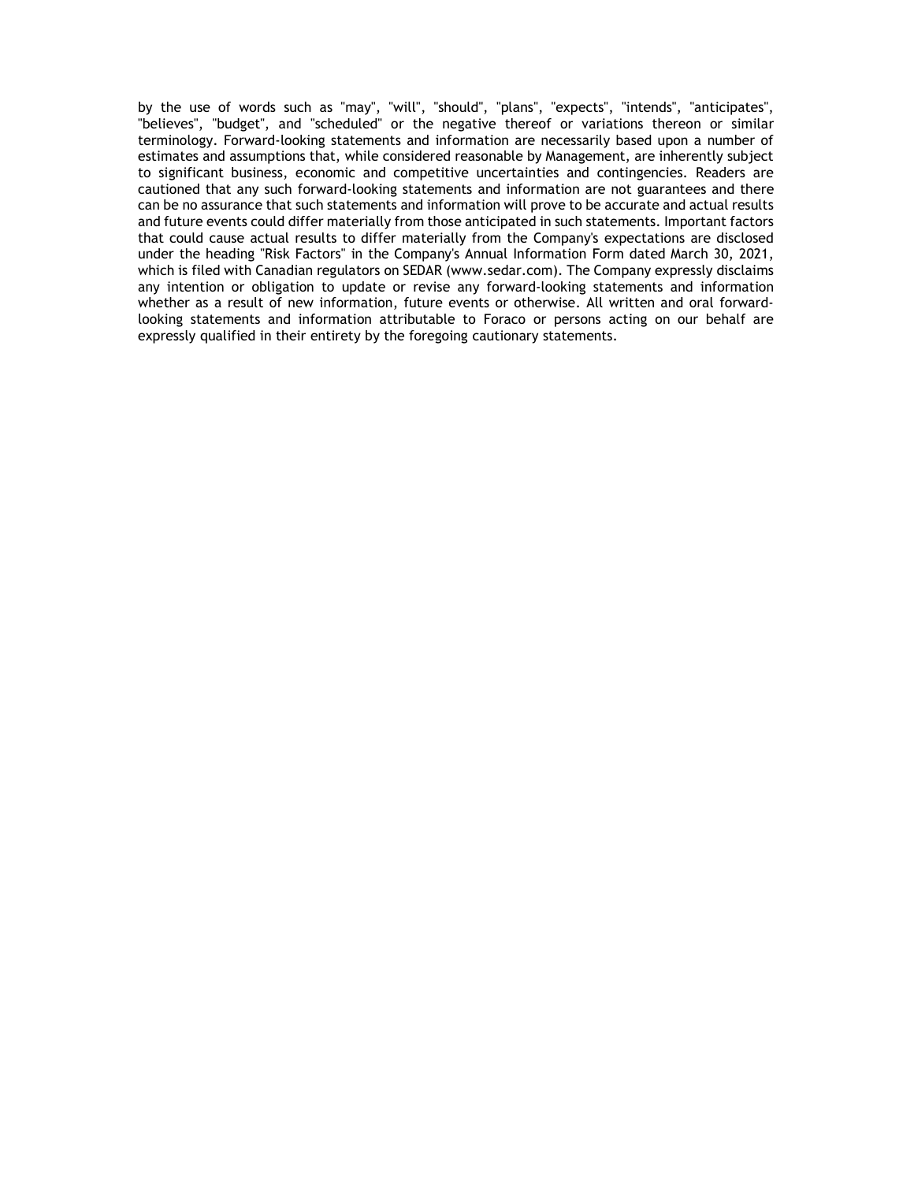by the use of words such as "may", "will", "should", "plans", "expects", "intends", "anticipates", "believes", "budget", and "scheduled" or the negative thereof or variations thereon or similar terminology. Forward-looking statements and information are necessarily based upon a number of estimates and assumptions that, while considered reasonable by Management, are inherently subject to significant business, economic and competitive uncertainties and contingencies. Readers are cautioned that any such forward-looking statements and information are not guarantees and there can be no assurance that such statements and information will prove to be accurate and actual results and future events could differ materially from those anticipated in such statements. Important factors that could cause actual results to differ materially from the Company's expectations are disclosed under the heading "Risk Factors" in the Company's Annual Information Form dated March 30, 2021, which is filed with Canadian regulators on SEDAR (www.sedar.com). The Company expressly disclaims any intention or obligation to update or revise any forward-looking statements and information whether as a result of new information, future events or otherwise. All written and oral forward-looking statements and information attributable to Foraco or persons acting on our behalf are expressly qualified in their entirety by the foregoing cautionary statements.